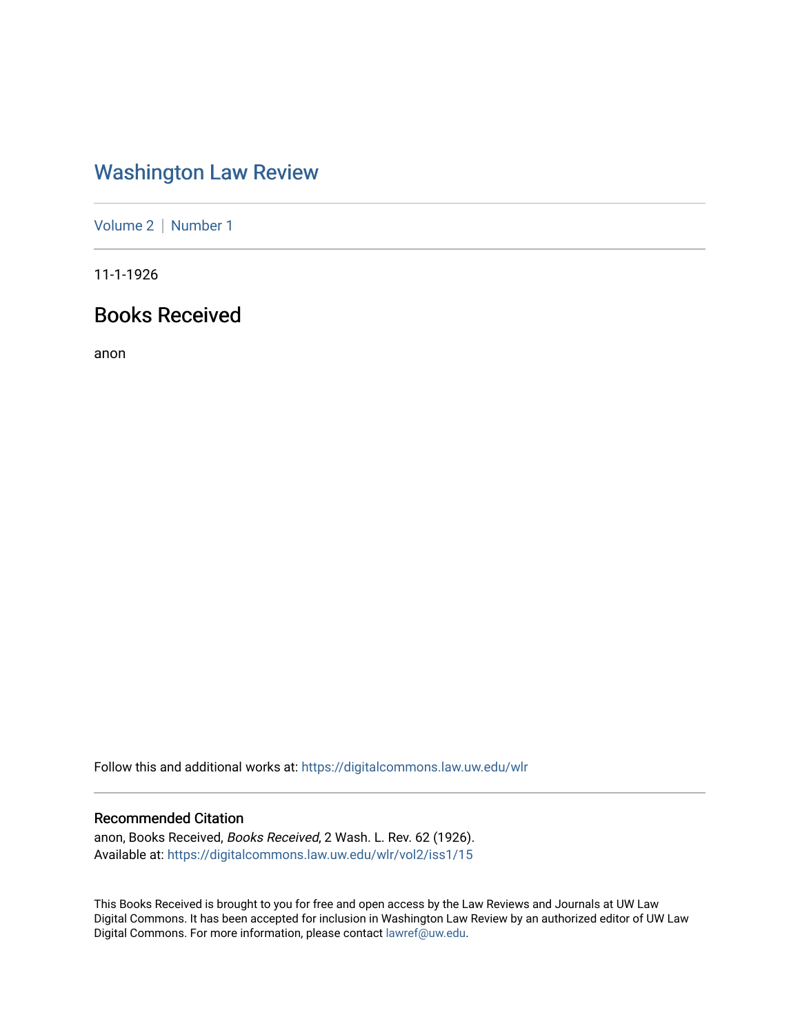# Washington Law Review

Volume 2 | Number 1

11-1-1926

## Books Received

anon

Follow this and additional works at: https://digitalcommons.law.uw.edu/wlr

### Recommended Citation

anon, Books Received, *Books Received*, 2 Wash. L. Rev. 62 (1926).
Available at: https://digitalcommons.law.uw.edu/wlr/vol2/iss1/15

This Books Received is brought to you for free and open access by the Law Reviews and Journals at UW Law Digital Commons. It has been accepted for inclusion in Washington Law Review by an authorized editor of UW Law Digital Commons. For more information, please contact lawref@uw.edu.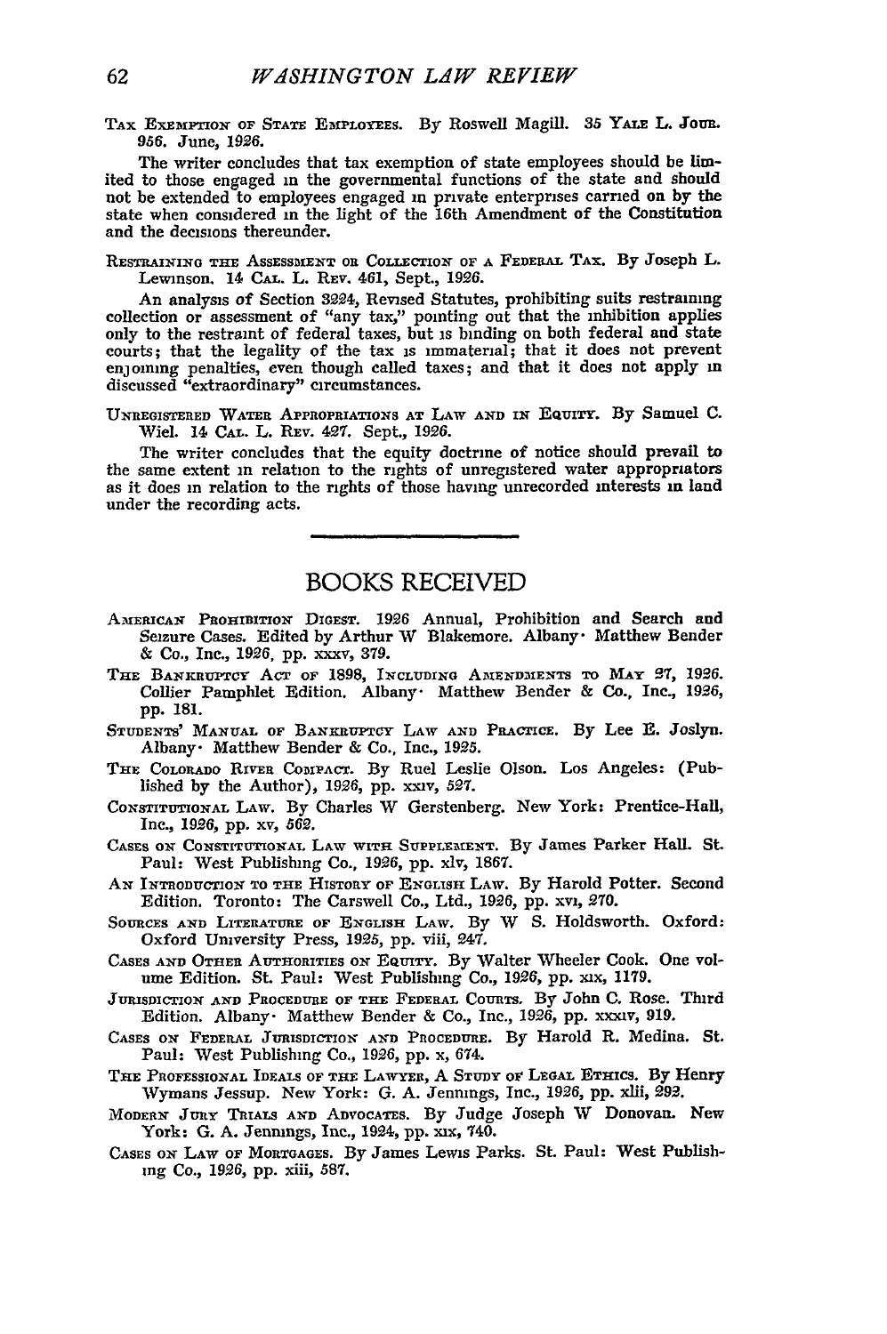TAX EXEMPTION OF STATE EMPLOYEES. By Roswell Magill. 35 YALE L. JOUR. 956. June, 1926.

The writer concludes that tax exemption of state employees should be limited to those engaged in the governmental functions of the state and should not be extended to employees engaged in private enterprises carried on by the state when considered in the light of the 16th Amendment of the Constitution and the decisions thereunder.

RESTRAINING THE ASSESSMENT OR COLLECTION OF A FEDERAL TAX. By Joseph L. Lewinson. 14 CAL. L. REV. 461, Sept., 1926.

An analysis of Section 3224, Revised Statutes, prohibiting suits restraining collection or assessment of "any tax," pointing out that the inhibition applies only to the restraint of federal taxes, but is binding on both federal and state courts; that the legality of the tax is immaterial; that it does not prevent enjoining penalties, even though called taxes; and that it does not apply in discussed "extraordinary" circumstances.

UNREGISTERED WATER APPROPRIATIONS AT LAW AND IN EQUITY. By Samuel C. Wiel. 14 CAL. L. REV. 427. Sept., 1926.

The writer concludes that the equity doctrine of notice should prevail to the same extent in relation to the rights of unregistered water appropriators as it does in relation to the rights of those having unrecorded interests in land under the recording acts.

## BOOKS RECEIVED

AMERICAN PROHIBITION DIGEST. 1926 Annual, Prohibition and Search and Seizure Cases. Edited by Arthur W Blakemore. Albany· Matthew Bender & Co., Inc., 1926, pp. xxxv, 379.

THE BANKRUPTCY ACT OF 1898, INCLUDING AMENDMENTS TO MAY 27, 1926. Collier Pamphlet Edition. Albany· Matthew Bender & Co., Inc., 1926, pp. 181.

STUDENTS' MANUAL OF BANKRUPTCY LAW AND PRACTICE. By Lee E. Joslyn. Albany· Matthew Bender & Co., Inc., 1925.

THE COLORADO RIVER COMPACT. By Ruel Leslie Olson. Los Angeles: (Published by the Author), 1926, pp. xxiv, 527.

CONSTITUTIONAL LAW. By Charles W Gerstenberg. New York: Prentice-Hall, Inc., 1926, pp. xv, 562.

CASES ON CONSTITUTIONAL LAW WITH SUPPLEMENT. By James Parker Hall. St. Paul: West Publishing Co., 1926, pp. xlv, 1867.

AN INTRODUCTION TO THE HISTORY OF ENGLISH LAW. By Harold Potter. Second Edition. Toronto: The Carswell Co., Ltd., 1926, pp. xvi, 270.

SOURCES AND LITERATURE OF ENGLISH LAW. By W S. Holdsworth. Oxford: Oxford University Press, 1925, pp. viii, 247.

CASES AND OTHER AUTHORITIES ON EQUITY. By Walter Wheeler Cook. One volume Edition. St. Paul: West Publishing Co., 1926, pp. xix, 1179.

JURISDICTION AND PROCEDURE OF THE FEDERAL COURTS. By John C. Rose. Third Edition. Albany· Matthew Bender & Co., Inc., 1926, pp. xxxiv, 919.

CASES ON FEDERAL JURISDICTION AND PROCEDURE. By Harold R. Medina. St. Paul: West Publishing Co., 1926, pp. x, 674.

THE PROFESSIONAL IDEALS OF THE LAWYER, A STUDY OF LEGAL ETHICS. By Henry Wymans Jessup. New York: G. A. Jennings, Inc., 1926, pp. xlii, 292.

MODERN JURY TRIALS AND ADVOCATES. By Judge Joseph W Donovan. New York: G. A. Jennings, Inc., 1924, pp. xix, 740.

CASES ON LAW OF MORTGAGES. By James Lewis Parks. St. Paul: West Publishing Co., 1926, pp. xiii, 587.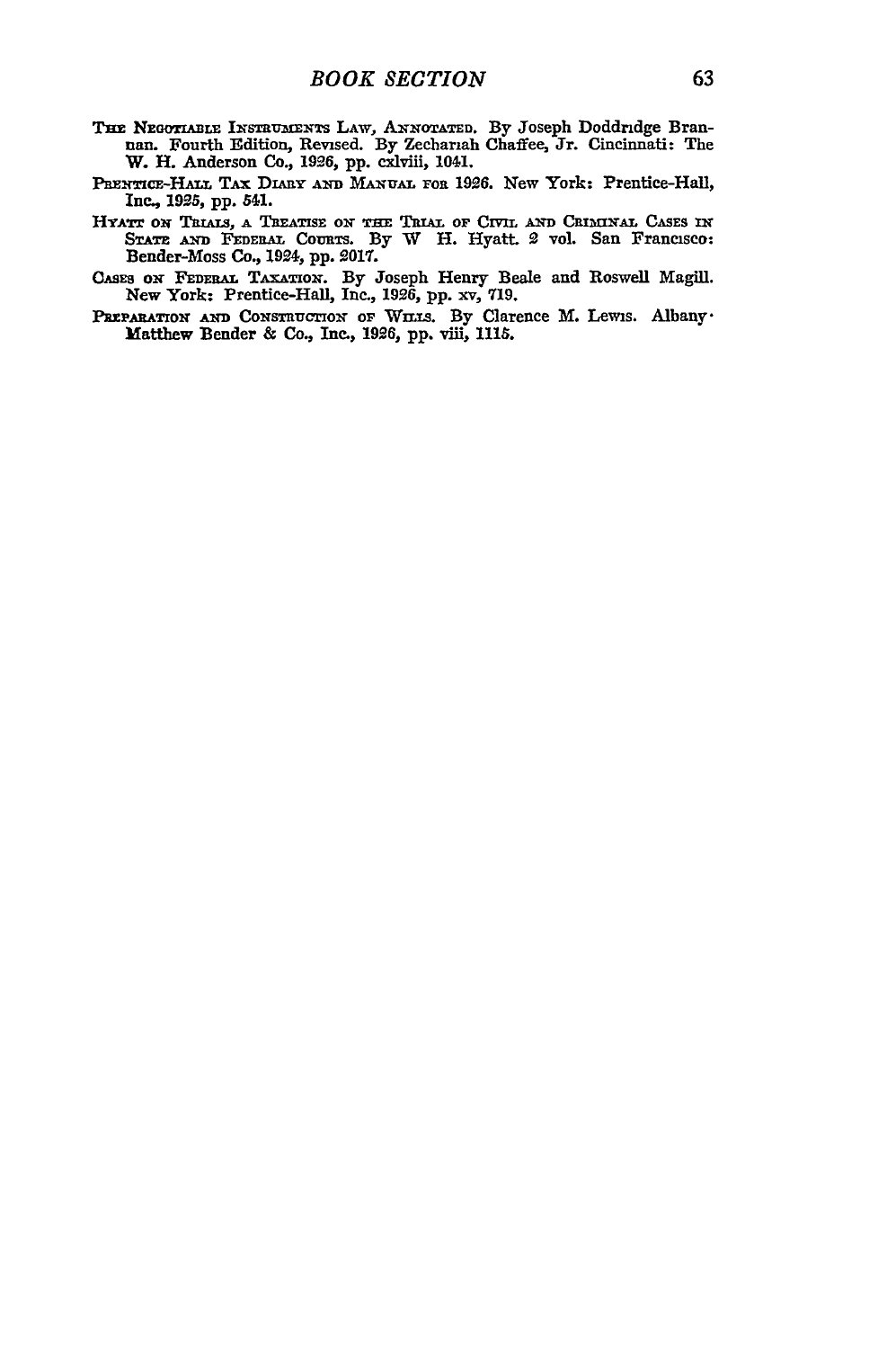THE NEGOTIABLE INSTRUMENTS LAW, ANNOTATED. By Joseph Doddridge Brannan. Fourth Edition, Revised. By Zechariah Chaffee, Jr. Cincinnati: The W. H. Anderson Co., 1926, pp. cxlviii, 1041.

PRENTICE-HALL TAX DIARY AND MANUAL FOR 1926. New York: Prentice-Hall, Inc., 1925, pp. 541.

HYATT ON TRIALS, A TREATISE ON THE TRIAL OF CIVIL AND CRIMINAL CASES IN STATE AND FEDERAL COURTS. By W H. Hyatt. 2 vol. San Francisco: Bender-Moss Co., 1924, pp. 2017.

CASES ON FEDERAL TAXATION. By Joseph Henry Beale and Roswell Magill. New York: Prentice-Hall, Inc., 1926, pp. xv, 719.

PREPARATION AND CONSTRUCTION OF WILLS. By Clarence M. Lewis. Albany: Matthew Bender & Co., Inc., 1926, pp. viii, 1115.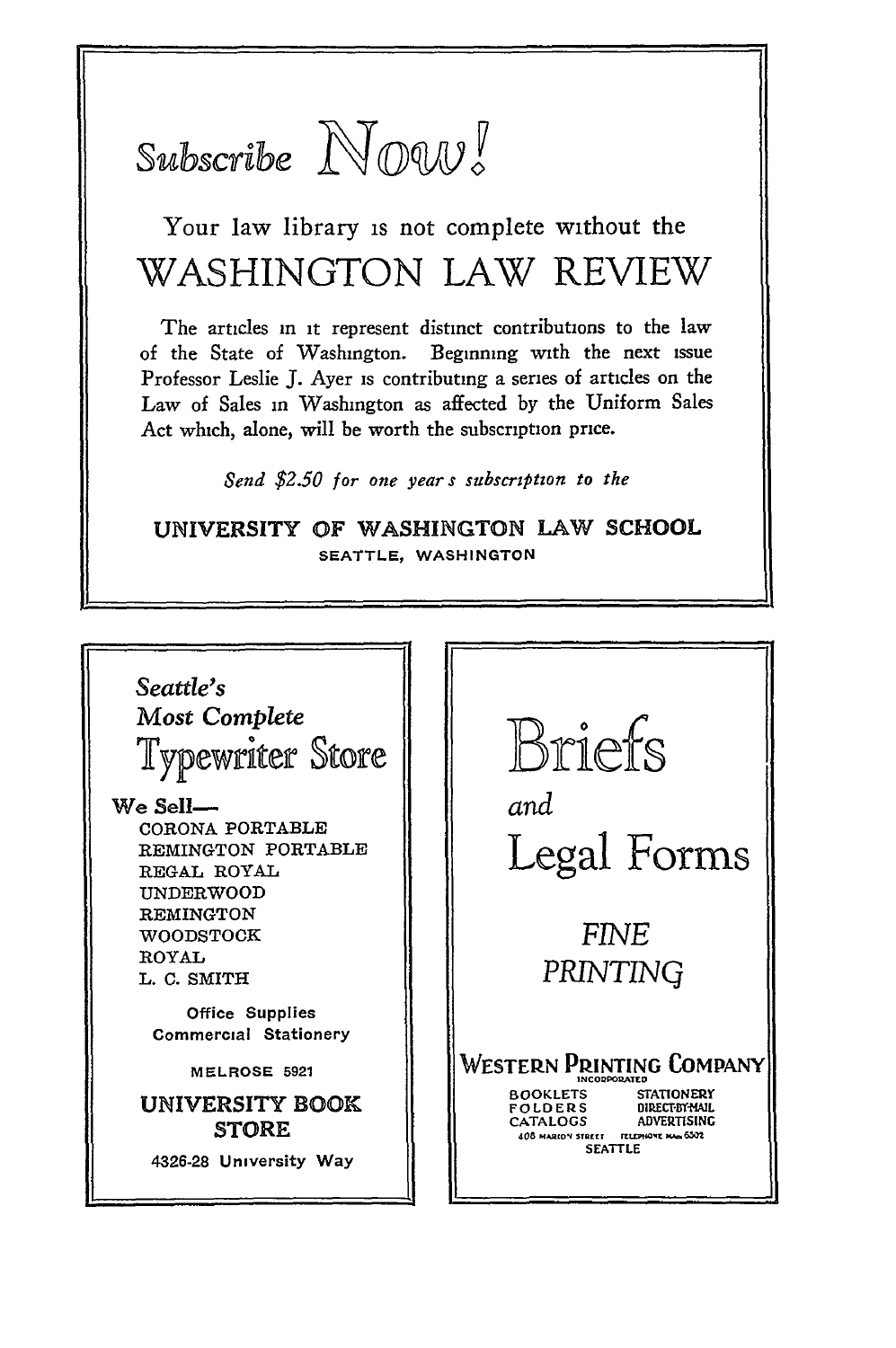# *Subscribe* Now!

Your law library is not complete without the

## WASHINGTON LAW REVIEW

The articles in it represent distinct contributions to the law of the State of Washington. Beginning with the next issue Professor Leslie J. Ayer is contributing a series of articles on the Law of Sales in Washington as affected by the Uniform Sales Act which, alone, will be worth the subscription price.

*Send $2.50 for one year's subscription to the*

**UNIVERSITY OF WASHINGTON LAW SCHOOL**
SEATTLE, WASHINGTON

---

*Seattle's Most Complete*

## Typewriter Store

**We Sell—**

CORONA PORTABLE
REMINGTON PORTABLE
REGAL ROYAL
UNDERWOOD
REMINGTON
WOODSTOCK
ROYAL
L. C. SMITH

Office Supplies
Commercial Stationery

MELROSE 5921

**UNIVERSITY BOOK STORE**

4326-28 University Way

---

## Briefs

*and*

## Legal Forms

*FINE PRINTING*

**WESTERN PRINTING COMPANY**
INCORPORATED

BOOKLETS — STATIONERY
FOLDERS — DIRECT-BY-MAIL
CATALOGS — ADVERTISING

408 MARION STREET — TELEPHONE MAIN 6502
SEATTLE